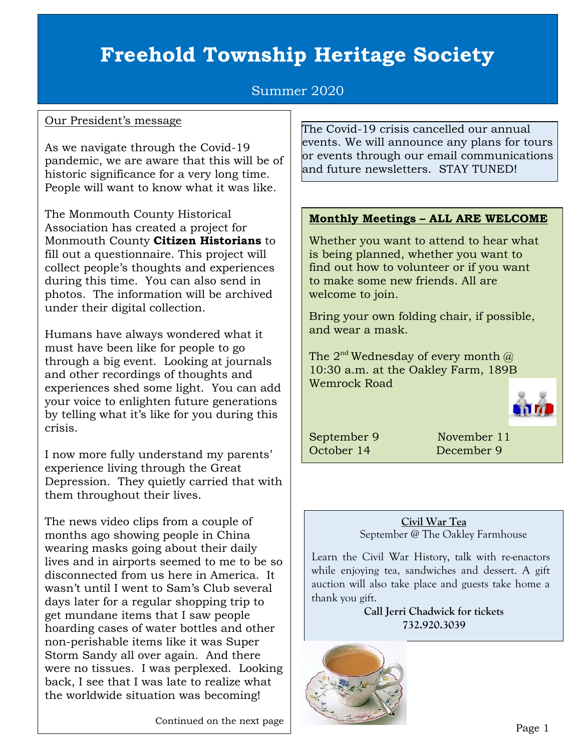# Freehold Township Heritage Society

Summer 2020

Our President's message

As we navigate through the Covid-19 pandemic, we are aware that this will be of historic significance for a very long time. People will want to know what it was like.

The Monmouth County Historical Association has created a project for Monmouth County **Citizen Historians** to fill out a questionnaire. This project will collect people's thoughts and experiences during this time. You can also send in photos. The information will be archived under their digital collection.

Humans have always wondered what it must have been like for people to go through a big event. Looking at journals and other recordings of thoughts and experiences shed some light. You can add your voice to enlighten future generations by telling what it's like for you during this crisis.

I now more fully understand my parents' experience living through the Great Depression. They quietly carried that with them throughout their lives.

The news video clips from a couple of months ago showing people in China wearing masks going about their daily lives and in airports seemed to me to be so disconnected from us here in America. It wasn't until I went to Sam's Club several days later for a regular shopping trip to get mundane items that I saw people hoarding cases of water bottles and other non-perishable items like it was Super Storm Sandy all over again. And there were no tissues. I was perplexed. Looking back, I see that I was late to realize what the worldwide situation was becoming!

Continued on the next page

The Covid-19 crisis cancelled our annual events. We will announce any plans for tours or events through our email communications and future newsletters. STAY TUNED!

**Monthly Meetings – ALL ARE WELCOME**

Whether you want to attend to hear what is being planned, whether you want to find out how to volunteer or if you want to make some new friends. All are welcome to join.

Bring your own folding chair, if possible, and wear a mask.

The 2nd Wednesday of every month @ 10:30 a.m. at the Oakley Farm, 189B Wemrock Road

September 9
October 14
November 11
December 9

**Civil War Tea**

September @ The Oakley Farmhouse

Learn the Civil War History, talk with re-enactors while enjoying tea, sandwiches and dessert. A gift auction will also take place and guests take home a thank you gift.

**Call Jerri Chadwick for tickets**
**732.920.3039**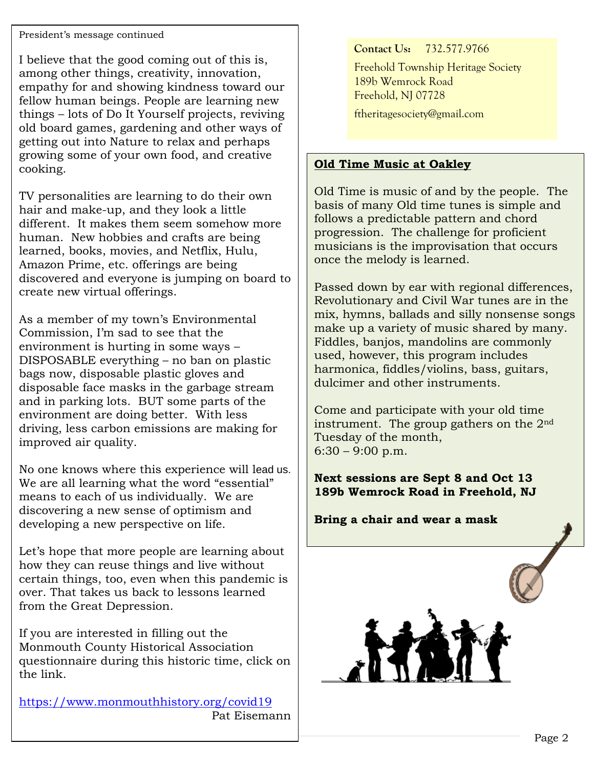President's message continued

I believe that the good coming out of this is, among other things, creativity, innovation, empathy for and showing kindness toward our fellow human beings. People are learning new things – lots of Do It Yourself projects, reviving old board games, gardening and other ways of getting out into Nature to relax and perhaps growing some of your own food, and creative cooking.

TV personalities are learning to do their own hair and make-up, and they look a little different. It makes them seem somehow more human. New hobbies and crafts are being learned, books, movies, and Netflix, Hulu, Amazon Prime, etc. offerings are being discovered and everyone is jumping on board to create new virtual offerings.

As a member of my town's Environmental Commission, I'm sad to see that the environment is hurting in some ways – DISPOSABLE everything – no ban on plastic bags now, disposable plastic gloves and disposable face masks in the garbage stream and in parking lots. BUT some parts of the environment are doing better. With less driving, less carbon emissions are making for improved air quality.

No one knows where this experience will lead us. We are all learning what the word "essential" means to each of us individually. We are discovering a new sense of optimism and developing a new perspective on life.

Let's hope that more people are learning about how they can reuse things and live without certain things, too, even when this pandemic is over. That takes us back to lessons learned from the Great Depression.

If you are interested in filling out the Monmouth County Historical Association questionnaire during this historic time, click on the link.

https://www.monmouthhistory.org/covid19

Pat Eisemann

**Contact Us:** 732.577.9766

Freehold Township Heritage Society
189b Wemrock Road
Freehold, NJ 07728

ftheritagesociety@gmail.com

## Old Time Music at Oakley

Old Time is music of and by the people. The basis of many Old time tunes is simple and follows a predictable pattern and chord progression. The challenge for proficient musicians is the improvisation that occurs once the melody is learned.

Passed down by ear with regional differences, Revolutionary and Civil War tunes are in the mix, hymns, ballads and silly nonsense songs make up a variety of music shared by many. Fiddles, banjos, mandolins are commonly used, however, this program includes harmonica, fiddles/violins, bass, guitars, dulcimer and other instruments.

Come and participate with your old time instrument. The group gathers on the 2nd Tuesday of the month,
6:30 – 9:00 p.m.

**Next sessions are Sept 8 and Oct 13**
**189b Wemrock Road in Freehold, NJ**

**Bring a chair and wear a mask**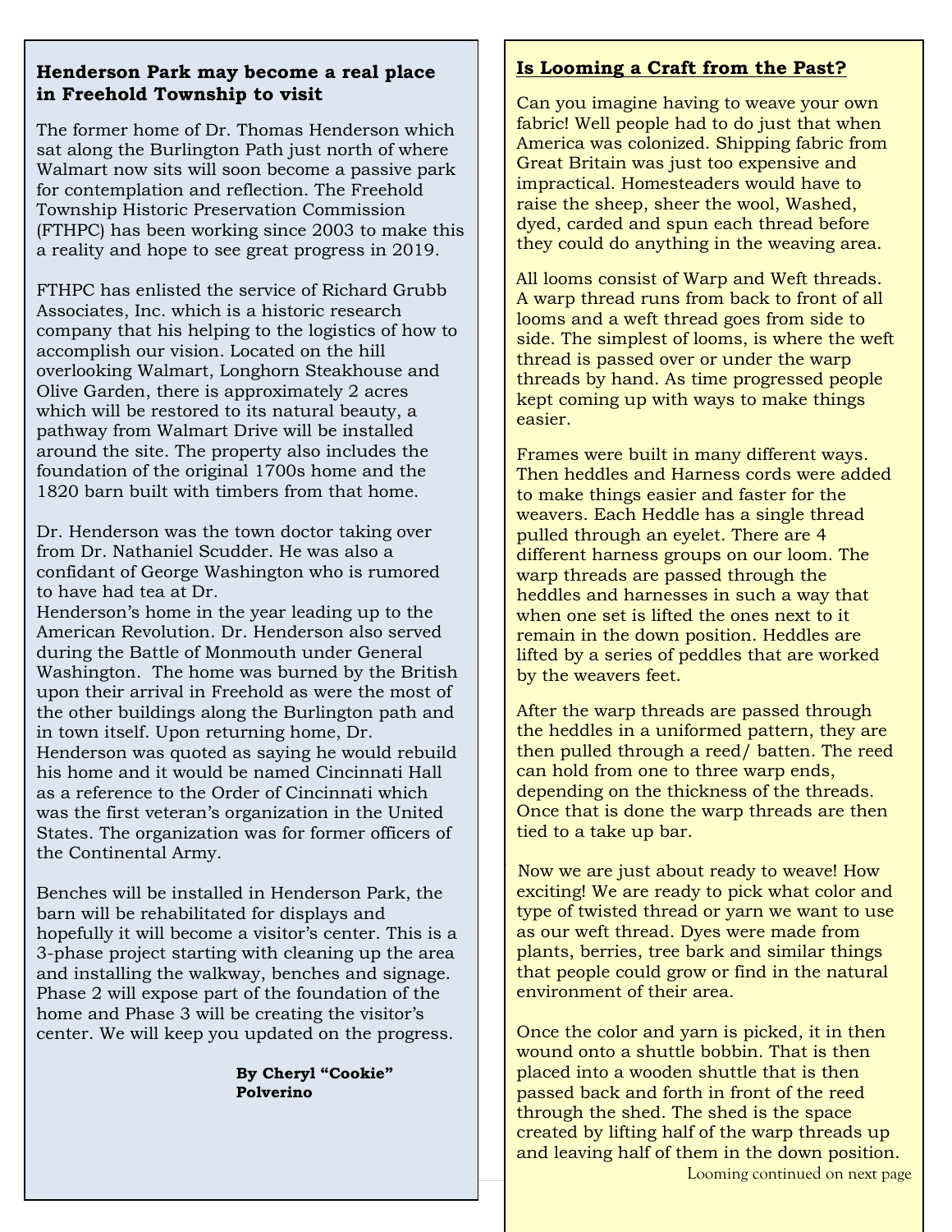## Henderson Park may become a real place in Freehold Township to visit

The former home of Dr. Thomas Henderson which sat along the Burlington Path just north of where Walmart now sits will soon become a passive park for contemplation and reflection. The Freehold Township Historic Preservation Commission (FTHPC) has been working since 2003 to make this a reality and hope to see great progress in 2019.

FTHPC has enlisted the service of Richard Grubb Associates, Inc. which is a historic research company that his helping to the logistics of how to accomplish our vision. Located on the hill overlooking Walmart, Longhorn Steakhouse and Olive Garden, there is approximately 2 acres which will be restored to its natural beauty, a pathway from Walmart Drive will be installed around the site. The property also includes the foundation of the original 1700s home and the 1820 barn built with timbers from that home.

Dr. Henderson was the town doctor taking over from Dr. Nathaniel Scudder. He was also a confidant of George Washington who is rumored to have had tea at Dr. Henderson's home in the year leading up to the American Revolution. Dr. Henderson also served during the Battle of Monmouth under General Washington. The home was burned by the British upon their arrival in Freehold as were the most of the other buildings along the Burlington path and in town itself. Upon returning home, Dr. Henderson was quoted as saying he would rebuild his home and it would be named Cincinnati Hall as a reference to the Order of Cincinnati which was the first veteran's organization in the United States. The organization was for former officers of the Continental Army.

Benches will be installed in Henderson Park, the barn will be rehabilitated for displays and hopefully it will become a visitor's center. This is a 3-phase project starting with cleaning up the area and installing the walkway, benches and signage. Phase 2 will expose part of the foundation of the home and Phase 3 will be creating the visitor's center. We will keep you updated on the progress.

**By Cheryl "Cookie" Polverino**

## Is Looming a Craft from the Past?

Can you imagine having to weave your own fabric! Well people had to do just that when America was colonized. Shipping fabric from Great Britain was just too expensive and impractical. Homesteaders would have to raise the sheep, sheer the wool, Washed, dyed, carded and spun each thread before they could do anything in the weaving area.

All looms consist of Warp and Weft threads. A warp thread runs from back to front of all looms and a weft thread goes from side to side. The simplest of looms, is where the weft thread is passed over or under the warp threads by hand. As time progressed people kept coming up with ways to make things easier.

Frames were built in many different ways. Then heddles and Harness cords were added to make things easier and faster for the weavers. Each Heddle has a single thread pulled through an eyelet. There are 4 different harness groups on our loom. The warp threads are passed through the heddles and harnesses in such a way that when one set is lifted the ones next to it remain in the down position. Heddles are lifted by a series of peddles that are worked by the weavers feet.

After the warp threads are passed through the heddles in a uniformed pattern, they are then pulled through a reed/ batten. The reed can hold from one to three warp ends, depending on the thickness of the threads. Once that is done the warp threads are then tied to a take up bar.

Now we are just about ready to weave! How exciting! We are ready to pick what color and type of twisted thread or yarn we want to use as our weft thread. Dyes were made from plants, berries, tree bark and similar things that people could grow or find in the natural environment of their area.

Once the color and yarn is picked, it in then wound onto a shuttle bobbin. That is then placed into a wooden shuttle that is then passed back and forth in front of the reed through the shed. The shed is the space created by lifting half of the warp threads up and leaving half of them in the down position.

Looming continued on next page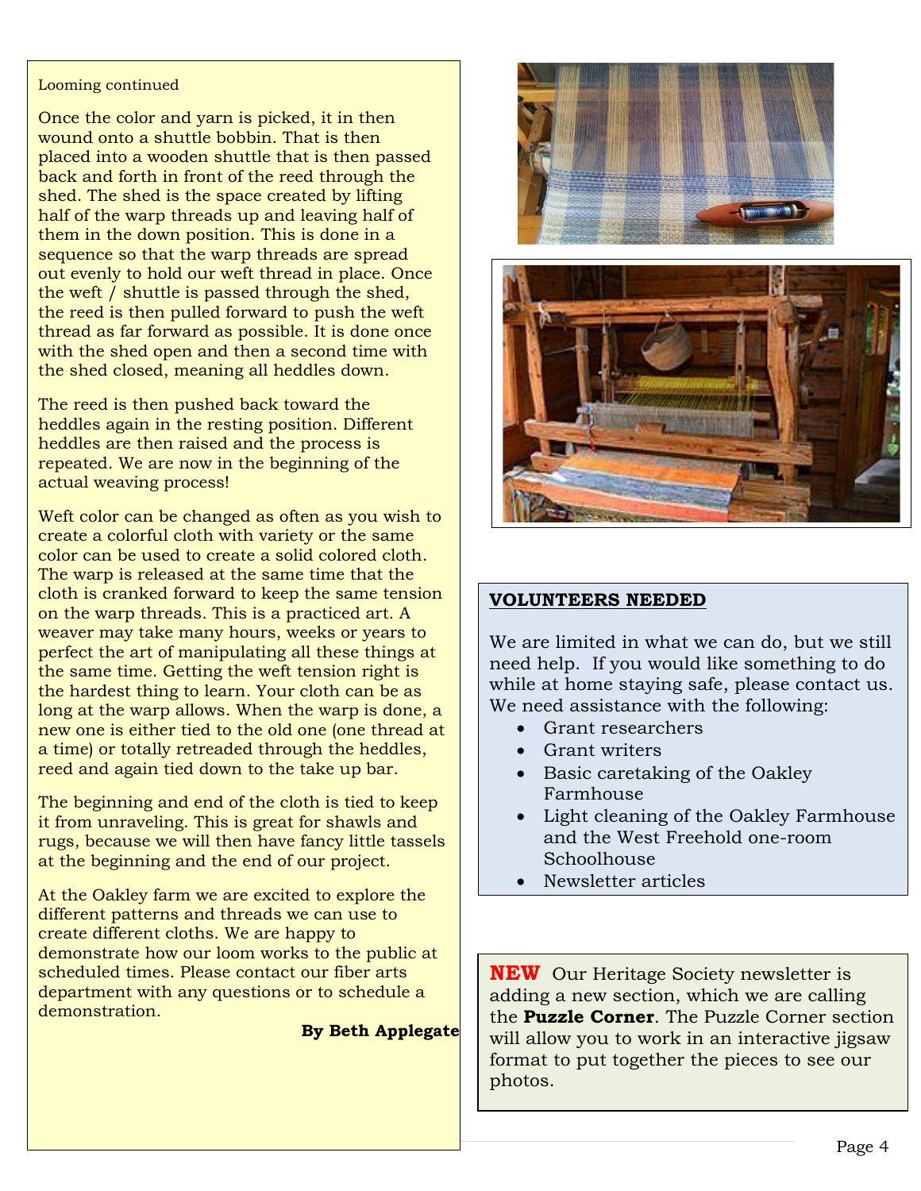Looming continued

Once the color and yarn is picked, it in then wound onto a shuttle bobbin. That is then placed into a wooden shuttle that is then passed back and forth in front of the reed through the shed. The shed is the space created by lifting half of the warp threads up and leaving half of them in the down position. This is done in a sequence so that the warp threads are spread out evenly to hold our weft thread in place. Once the weft / shuttle is passed through the shed, the reed is then pulled forward to push the weft thread as far forward as possible. It is done once with the shed open and then a second time with the shed closed, meaning all heddles down.

The reed is then pushed back toward the heddles again in the resting position. Different heddles are then raised and the process is repeated. We are now in the beginning of the actual weaving process!

Weft color can be changed as often as you wish to create a colorful cloth with variety or the same color can be used to create a solid colored cloth. The warp is released at the same time that the cloth is cranked forward to keep the same tension on the warp threads. This is a practiced art. A weaver may take many hours, weeks or years to perfect the art of manipulating all these things at the same time. Getting the weft tension right is the hardest thing to learn. Your cloth can be as long at the warp allows. When the warp is done, a new one is either tied to the old one (one thread at a time) or totally retreaded through the heddles, reed and again tied down to the take up bar.

The beginning and end of the cloth is tied to keep it from unraveling. This is great for shawls and rugs, because we will then have fancy little tassels at the beginning and the end of our project.

At the Oakley farm we are excited to explore the different patterns and threads we can use to create different cloths. We are happy to demonstrate how our loom works to the public at scheduled times. Please contact our fiber arts department with any questions or to schedule a demonstration.

**By Beth Applegate**

**VOLUNTEERS NEEDED**

We are limited in what we can do, but we still need help. If you would like something to do while at home staying safe, please contact us. We need assistance with the following:

- Grant researchers
- Grant writers
- Basic caretaking of the Oakley Farmhouse
- Light cleaning of the Oakley Farmhouse and the West Freehold one-room Schoolhouse
- Newsletter articles

**NEW** Our Heritage Society newsletter is adding a new section, which we are calling the **Puzzle Corner**. The Puzzle Corner section will allow you to work in an interactive jigsaw format to put together the pieces to see our photos.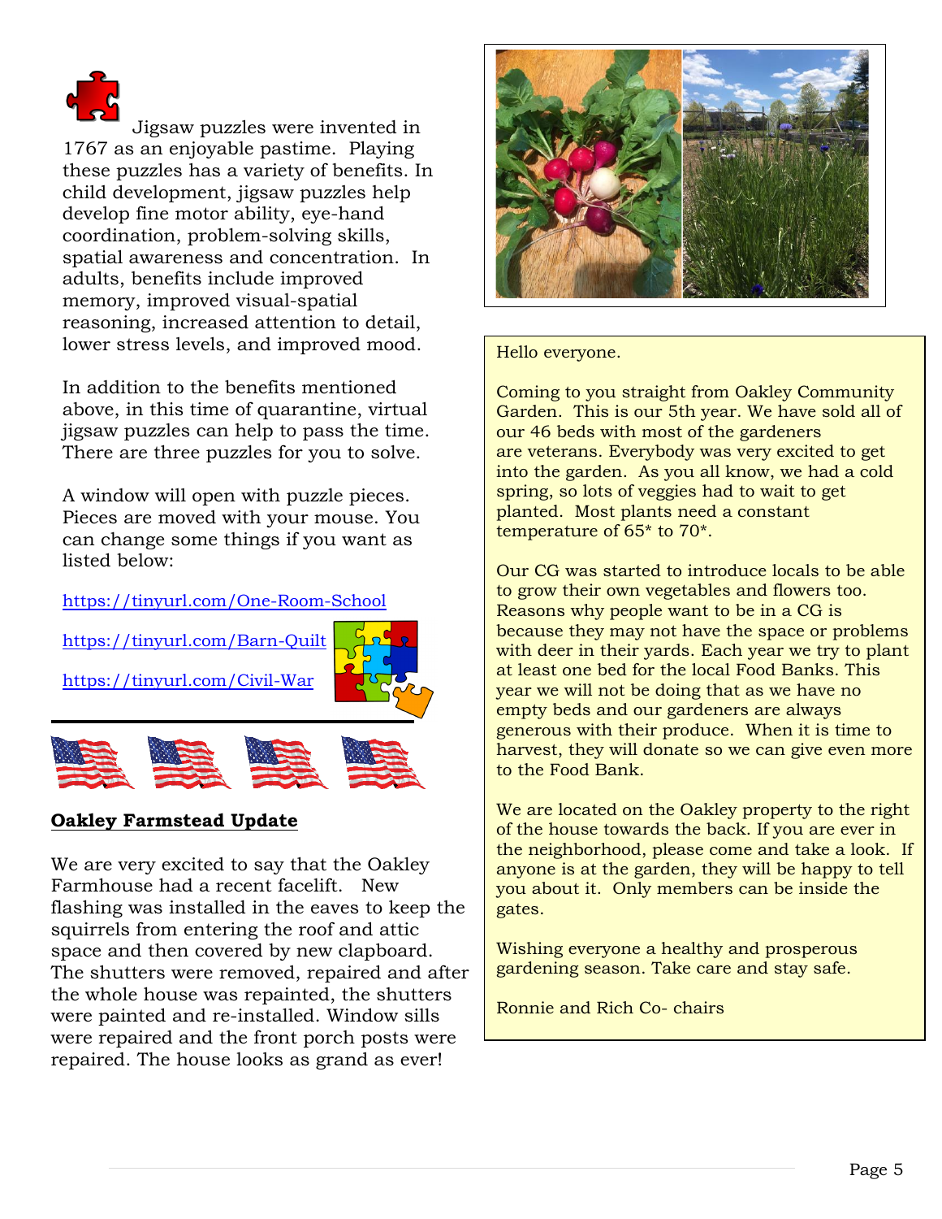Jigsaw puzzles were invented in 1767 as an enjoyable pastime. Playing these puzzles has a variety of benefits. In child development, jigsaw puzzles help develop fine motor ability, eye-hand coordination, problem-solving skills, spatial awareness and concentration. In adults, benefits include improved memory, improved visual-spatial reasoning, increased attention to detail, lower stress levels, and improved mood.

In addition to the benefits mentioned above, in this time of quarantine, virtual jigsaw puzzles can help to pass the time. There are three puzzles for you to solve.

A window will open with puzzle pieces. Pieces are moved with your mouse. You can change some things if you want as listed below:

https://tinyurl.com/One-Room-School

https://tinyurl.com/Barn-Quilt

https://tinyurl.com/Civil-War

---

**Oakley Farmstead Update**

We are very excited to say that the Oakley Farmhouse had a recent facelift. New flashing was installed in the eaves to keep the squirrels from entering the roof and attic space and then covered by new clapboard. The shutters were removed, repaired and after the whole house was repainted, the shutters were painted and re-installed. Window sills were repaired and the front porch posts were repaired. The house looks as grand as ever!

Hello everyone.

Coming to you straight from Oakley Community Garden. This is our 5th year. We have sold all of our 46 beds with most of the gardeners are veterans. Everybody was very excited to get into the garden. As you all know, we had a cold spring, so lots of veggies had to wait to get planted. Most plants need a constant temperature of 65* to 70*.

Our CG was started to introduce locals to be able to grow their own vegetables and flowers too. Reasons why people want to be in a CG is because they may not have the space or problems with deer in their yards. Each year we try to plant at least one bed for the local Food Banks. This year we will not be doing that as we have no empty beds and our gardeners are always generous with their produce. When it is time to harvest, they will donate so we can give even more to the Food Bank.

We are located on the Oakley property to the right of the house towards the back. If you are ever in the neighborhood, please come and take a look. If anyone is at the garden, they will be happy to tell you about it. Only members can be inside the gates.

Wishing everyone a healthy and prosperous gardening season. Take care and stay safe.

Ronnie and Rich Co- chairs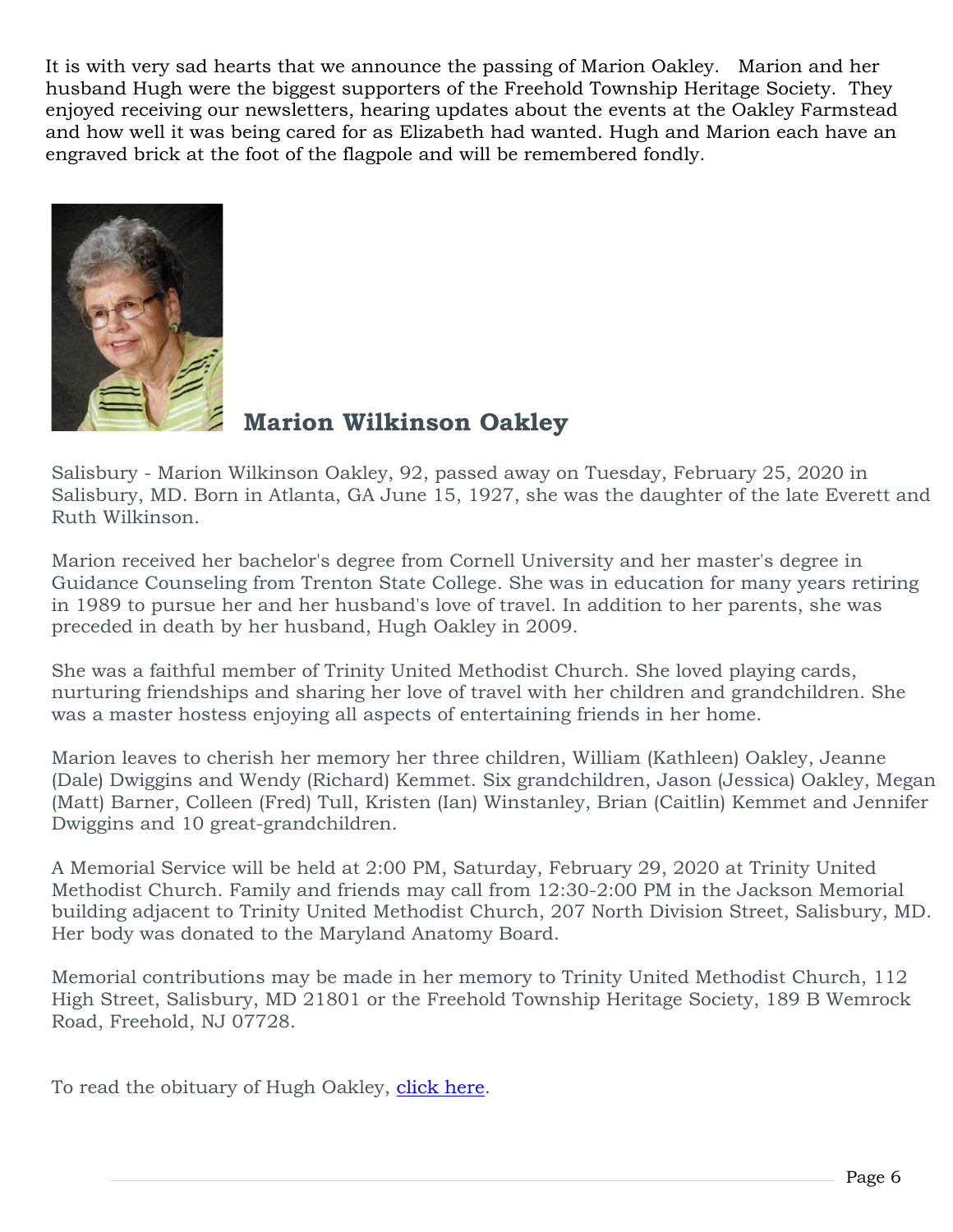It is with very sad hearts that we announce the passing of Marion Oakley. Marion and her husband Hugh were the biggest supporters of the Freehold Township Heritage Society. They enjoyed receiving our newsletters, hearing updates about the events at the Oakley Farmstead and how well it was being cared for as Elizabeth had wanted. Hugh and Marion each have an engraved brick at the foot of the flagpole and will be remembered fondly.

## Marion Wilkinson Oakley

Salisbury - Marion Wilkinson Oakley, 92, passed away on Tuesday, February 25, 2020 in Salisbury, MD. Born in Atlanta, GA June 15, 1927, she was the daughter of the late Everett and Ruth Wilkinson.

Marion received her bachelor's degree from Cornell University and her master's degree in Guidance Counseling from Trenton State College. She was in education for many years retiring in 1989 to pursue her and her husband's love of travel. In addition to her parents, she was preceded in death by her husband, Hugh Oakley in 2009.

She was a faithful member of Trinity United Methodist Church. She loved playing cards, nurturing friendships and sharing her love of travel with her children and grandchildren. She was a master hostess enjoying all aspects of entertaining friends in her home.

Marion leaves to cherish her memory her three children, William (Kathleen) Oakley, Jeanne (Dale) Dwiggins and Wendy (Richard) Kemmet. Six grandchildren, Jason (Jessica) Oakley, Megan (Matt) Barner, Colleen (Fred) Tull, Kristen (Ian) Winstanley, Brian (Caitlin) Kemmet and Jennifer Dwiggins and 10 great-grandchildren.

A Memorial Service will be held at 2:00 PM, Saturday, February 29, 2020 at Trinity United Methodist Church. Family and friends may call from 12:30-2:00 PM in the Jackson Memorial building adjacent to Trinity United Methodist Church, 207 North Division Street, Salisbury, MD. Her body was donated to the Maryland Anatomy Board.

Memorial contributions may be made in her memory to Trinity United Methodist Church, 112 High Street, Salisbury, MD 21801 or the Freehold Township Heritage Society, 189 B Wemrock Road, Freehold, NJ 07728.

To read the obituary of Hugh Oakley, [click here](#).